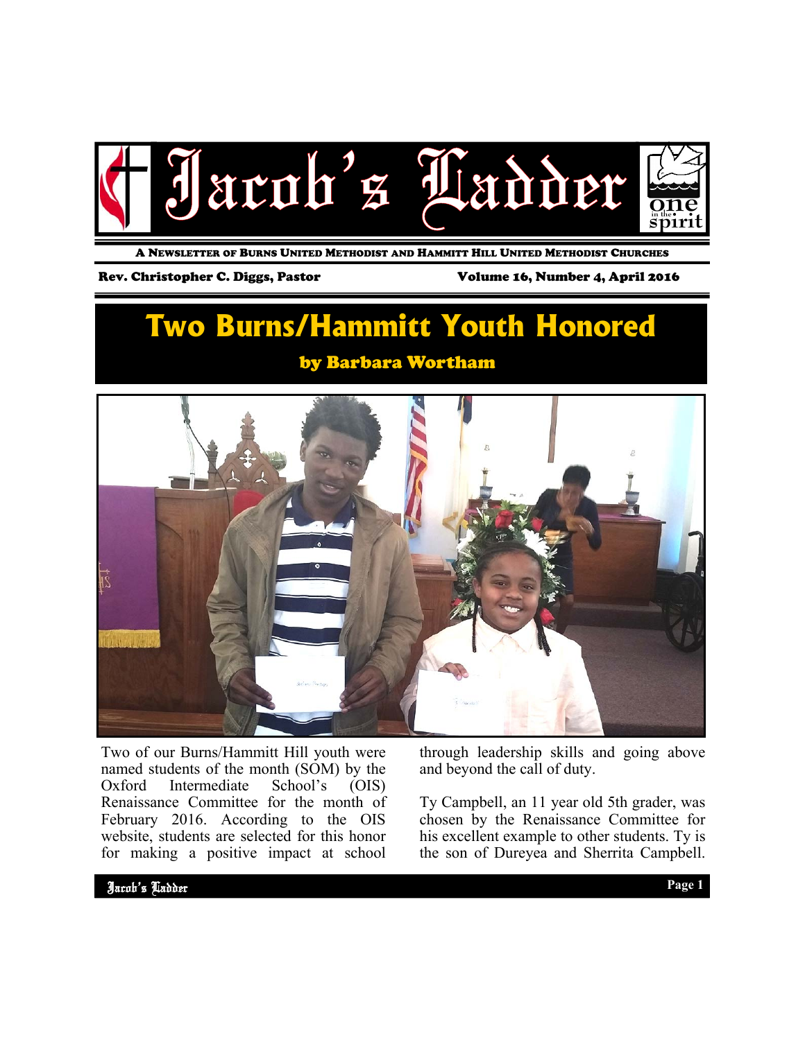# Jacob's Ladder

A Newsletter of Burns United Methodist and Hammitt Hill United Methodist Churches

Rev. Christopher C. Diggs, Pastor

Volume 16, Number 4, April 2016

## Two Burns/Hammitt Youth Honored

**by Barbara Wortham**

Two of our Burns/Hammitt Hill youth were named students of the month (SOM) by the Oxford Intermediate School's (OIS) Renaissance Committee for the month of February 2016. According to the OIS website, students are selected for this honor for making a positive impact at school through leadership skills and going above and beyond the call of duty.

Ty Campbell, an 11 year old 5th grader, was chosen by the Renaissance Committee for his excellent example to other students. Ty is the son of Dureyea and Sherrita Campbell.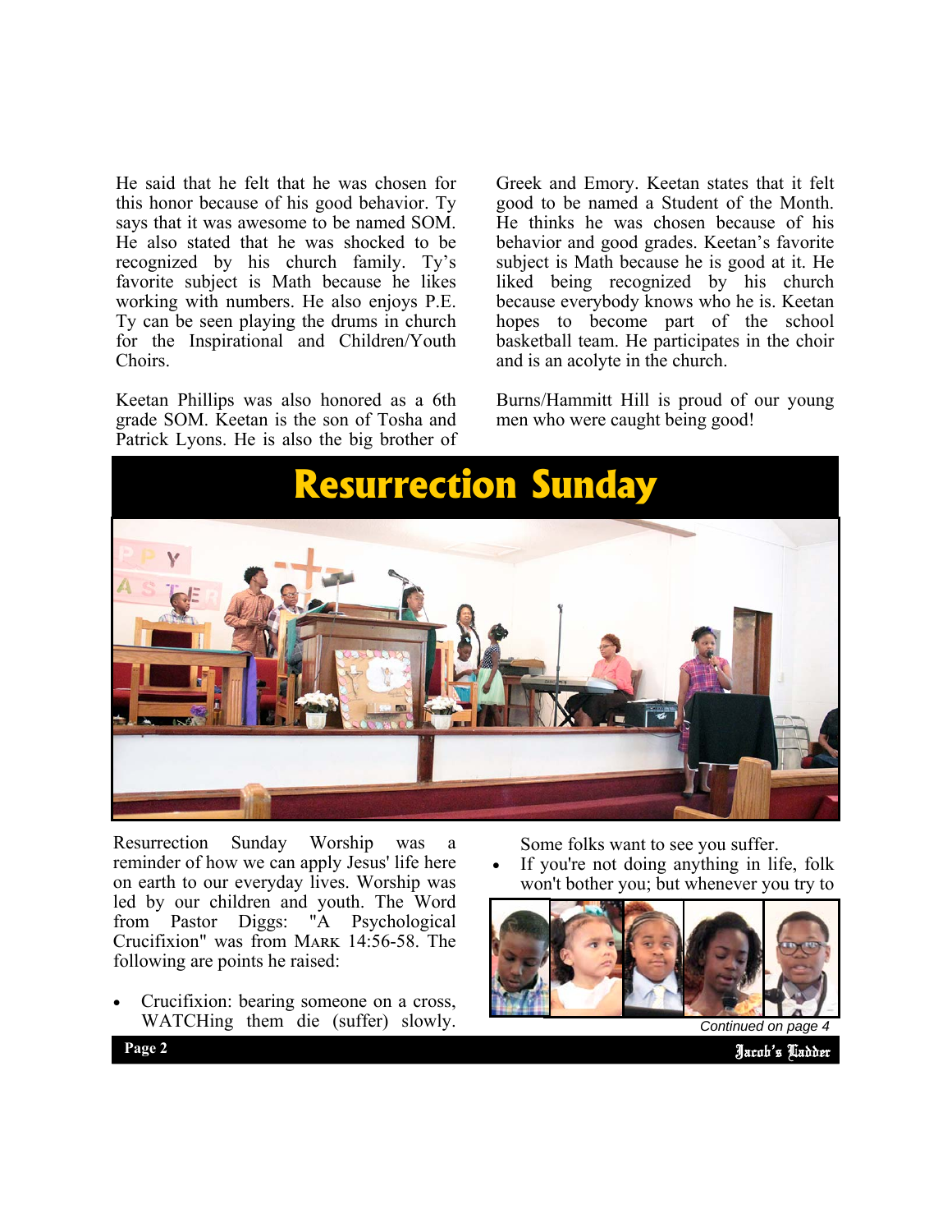He said that he felt that he was chosen for this honor because of his good behavior. Ty says that it was awesome to be named SOM. He also stated that he was shocked to be recognized by his church family. Ty's favorite subject is Math because he likes working with numbers. He also enjoys P.E. Ty can be seen playing the drums in church for the Inspirational and Children/Youth Choirs.

Keetan Phillips was also honored as a 6th grade SOM. Keetan is the son of Tosha and Patrick Lyons. He is also the big brother of Greek and Emory. Keetan states that it felt good to be named a Student of the Month. He thinks he was chosen because of his behavior and good grades. Keetan's favorite subject is Math because he is good at it. He liked being recognized by his church because everybody knows who he is. Keetan hopes to become part of the school basketball team. He participates in the choir and is an acolyte in the church.

Burns/Hammitt Hill is proud of our young men who were caught being good!

# Resurrection Sunday

Resurrection Sunday Worship was a reminder of how we can apply Jesus' life here on earth to our everyday lives. Worship was led by our children and youth. The Word from Pastor Diggs: "A Psychological Crucifixion" was from MARK 14:56-58. The following are points he raised:

- Crucifixion: bearing someone on a cross, WATCHing them die (suffer) slowly. Some folks want to see you suffer.
- If you're not doing anything in life, folk won't bother you; but whenever you try to

*Continued on page 4*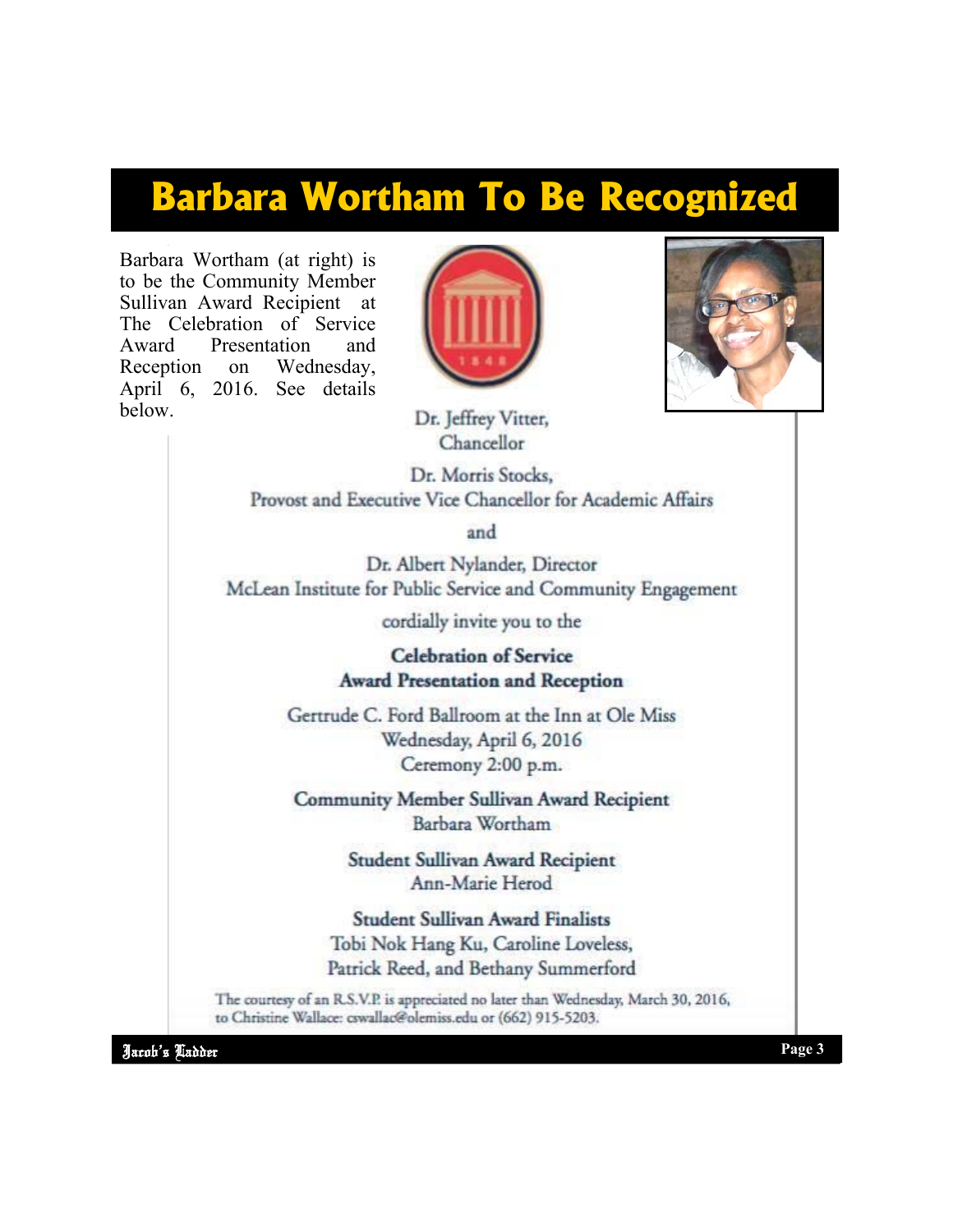# Barbara Wortham To Be Recognized

Barbara Wortham (at right) is to be the Community Member Sullivan Award Recipient at The Celebration of Service Award Presentation and Reception on Wednesday, April 6, 2016. See details below.

Dr. Jeffrey Vitter,
Chancellor

Dr. Morris Stocks,
Provost and Executive Vice Chancellor for Academic Affairs

and

Dr. Albert Nylander, Director
McLean Institute for Public Service and Community Engagement

cordially invite you to the

**Celebration of Service**
**Award Presentation and Reception**

Gertrude C. Ford Ballroom at the Inn at Ole Miss
Wednesday, April 6, 2016
Ceremony 2:00 p.m.

**Community Member Sullivan Award Recipient**
Barbara Wortham

**Student Sullivan Award Recipient**
Ann-Marie Herod

**Student Sullivan Award Finalists**
Tobi Nok Hang Ku, Caroline Loveless,
Patrick Reed, and Bethany Summerford

The courtesy of an R.S.V.P. is appreciated no later than Wednesday, March 30, 2016, to Christine Wallace: cswallac@olemiss.edu or (662) 915-5203.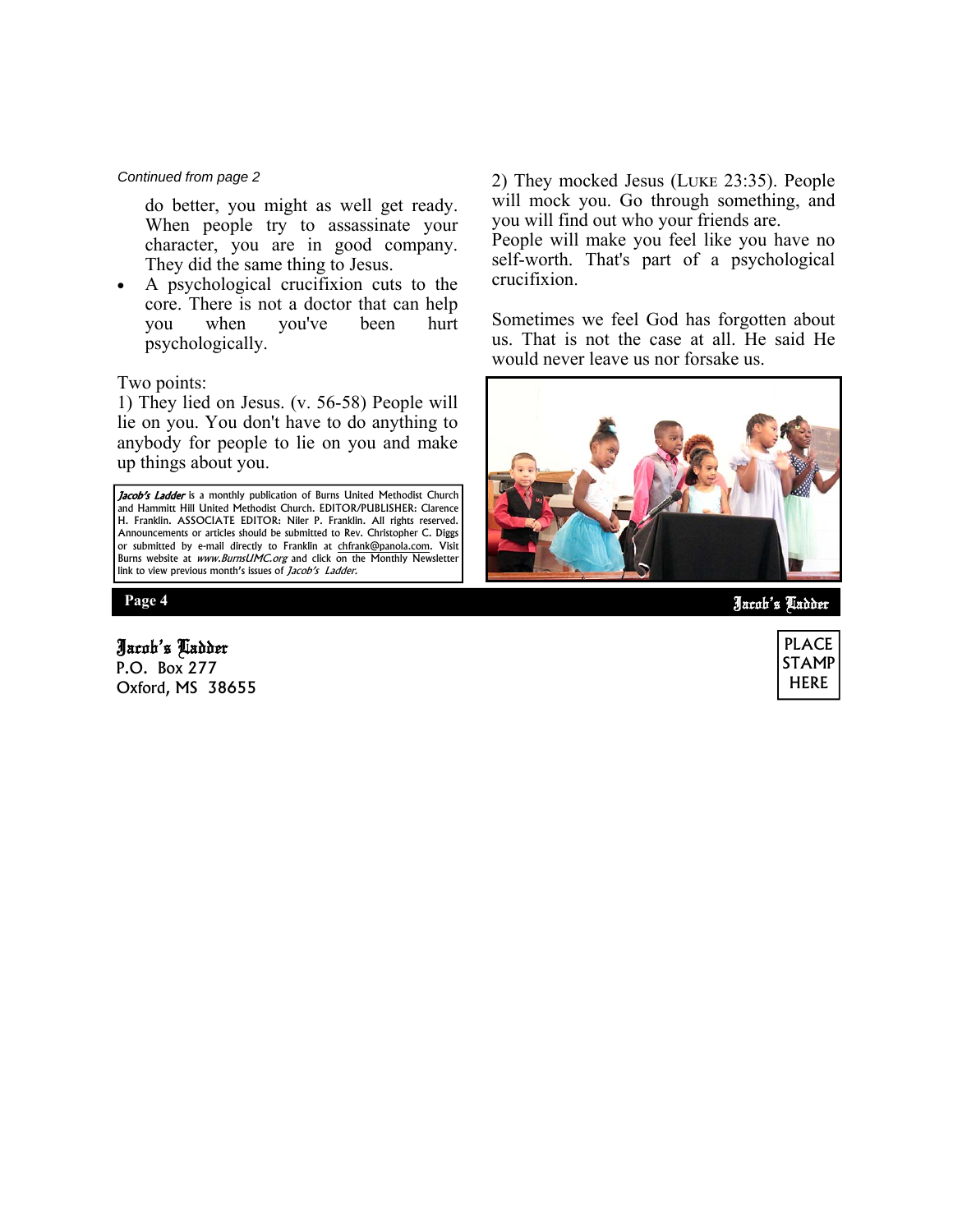*Continued from page 2*

do better, you might as well get ready. When people try to assassinate your character, you are in good company. They did the same thing to Jesus.

- A psychological crucifixion cuts to the core. There is not a doctor that can help you when you've been hurt psychologically.

Two points:

1) They lied on Jesus. (v. 56-58) People will lie on you. You don't have to do anything to anybody for people to lie on you and make up things about you.

*Jacob's Ladder* is a monthly publication of Burns United Methodist Church and Hammitt Hill United Methodist Church. EDITOR/PUBLISHER: Clarence H. Franklin. ASSOCIATE EDITOR: Niler P. Franklin. All rights reserved. Announcements or articles should be submitted to Rev. Christopher C. Diggs or submitted by e-mail directly to Franklin at chfrank@panola.com. Visit Burns website at *www.BurnsUMC.org* and click on the Monthly Newsletter link to view previous month's issues of *Jacob's Ladder.*

2) They mocked Jesus (LUKE 23:35). People will mock you. Go through something, and you will find out who your friends are. People will make you feel like you have no self-worth. That's part of a psychological crucifixion.

Sometimes we feel God has forgotten about us. That is not the case at all. He said He would never leave us nor forsake us.

Jacob's Ladder
P.O. Box 277
Oxford, MS 38655

PLACE STAMP HERE